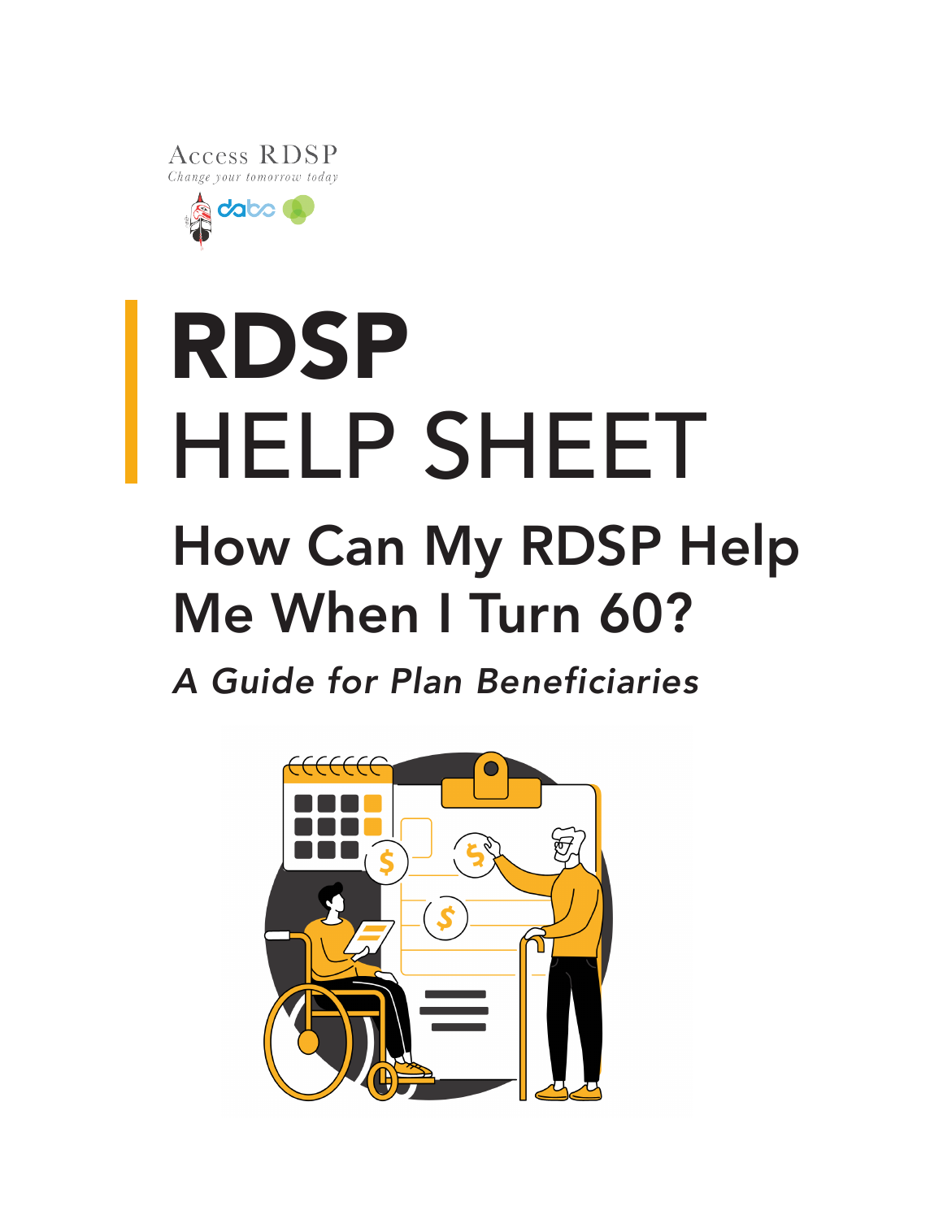Access RDSP

*Change your tomorrow today*

# RDSP HELP SHEET

## How Can My RDSP Help Me When I Turn 60?

### *A Guide for Plan Beneficiaries*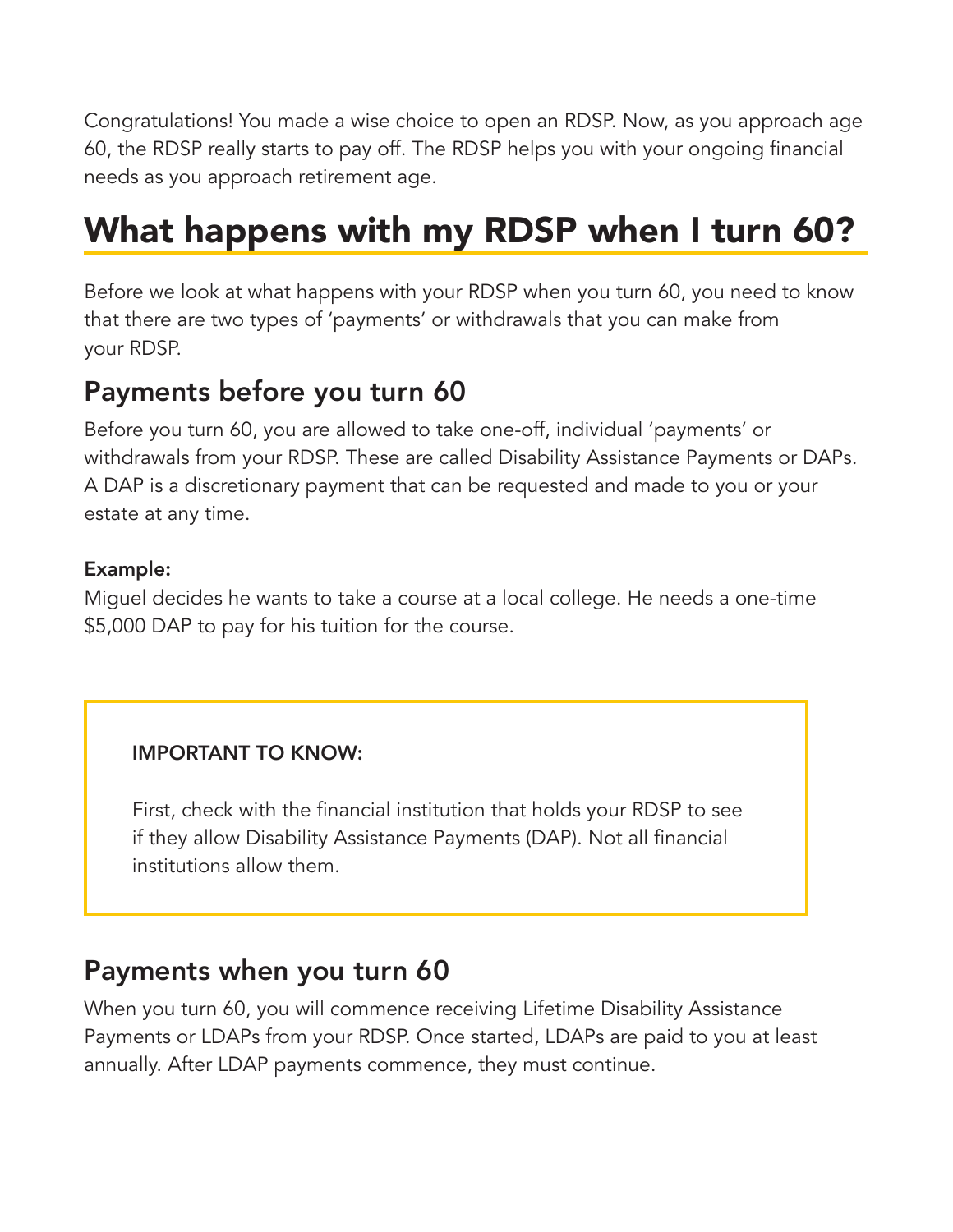Congratulations! You made a wise choice to open an RDSP. Now, as you approach age 60, the RDSP really starts to pay off. The RDSP helps you with your ongoing financial needs as you approach retirement age.

# What happens with my RDSP when I turn 60?

Before we look at what happens with your RDSP when you turn 60, you need to know that there are two types of 'payments' or withdrawals that you can make from your RDSP.

## Payments before you turn 60

Before you turn 60, you are allowed to take one-off, individual 'payments' or withdrawals from your RDSP. These are called Disability Assistance Payments or DAPs. A DAP is a discretionary payment that can be requested and made to you or your estate at any time.

**Example:**
Miguel decides he wants to take a course at a local college. He needs a one-time $5,000 DAP to pay for his tuition for the course.

> **IMPORTANT TO KNOW:**
>
> First, check with the financial institution that holds your RDSP to see if they allow Disability Assistance Payments (DAP). Not all financial institutions allow them.

## Payments when you turn 60

When you turn 60, you will commence receiving Lifetime Disability Assistance Payments or LDAPs from your RDSP. Once started, LDAPs are paid to you at least annually. After LDAP payments commence, they must continue.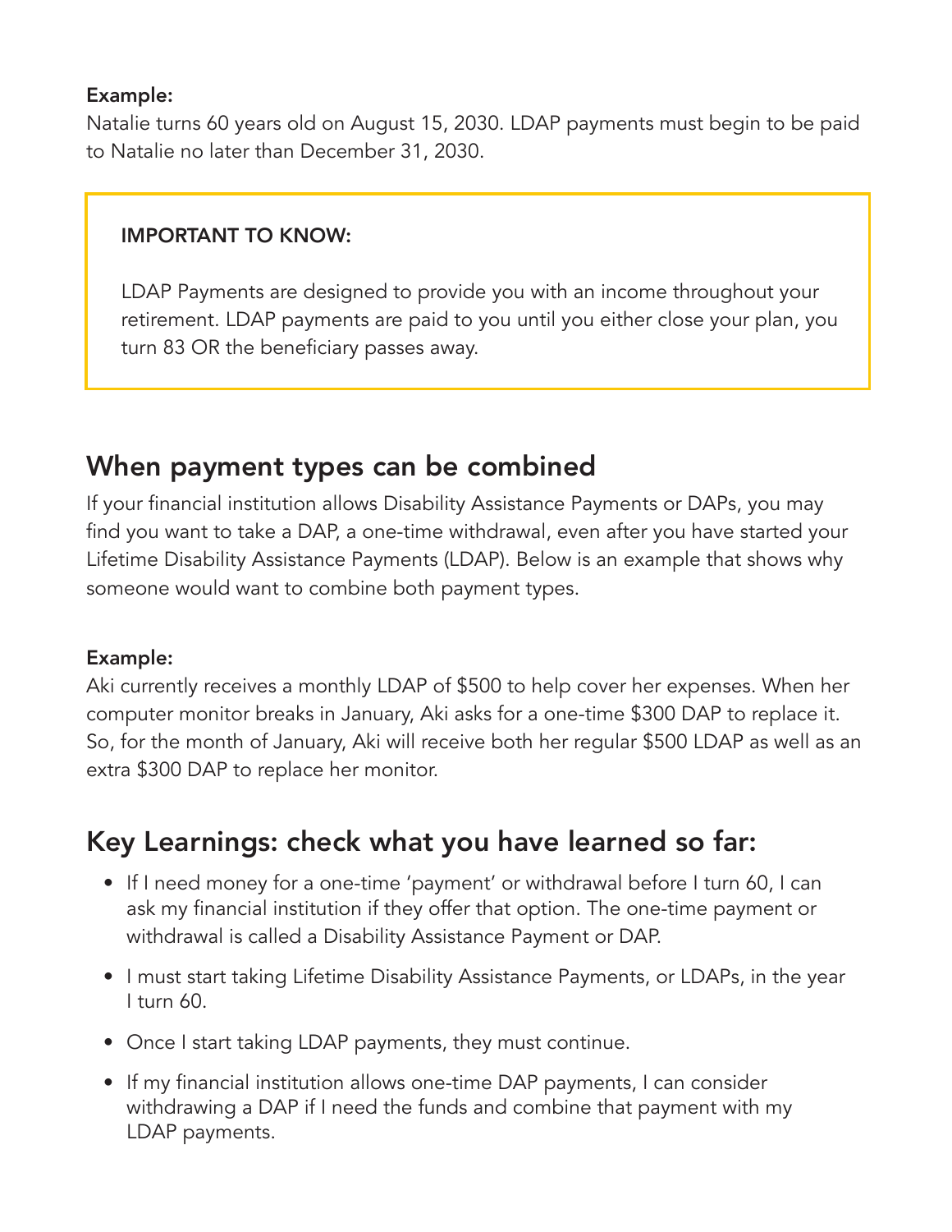**Example:**
Natalie turns 60 years old on August 15, 2030. LDAP payments must begin to be paid to Natalie no later than December 31, 2030.

> **IMPORTANT TO KNOW:**
>
> LDAP Payments are designed to provide you with an income throughout your retirement. LDAP payments are paid to you until you either close your plan, you turn 83 OR the beneficiary passes away.

## When payment types can be combined

If your financial institution allows Disability Assistance Payments or DAPs, you may find you want to take a DAP, a one-time withdrawal, even after you have started your Lifetime Disability Assistance Payments (LDAP). Below is an example that shows why someone would want to combine both payment types.

**Example:**
Aki currently receives a monthly LDAP of $500 to help cover her expenses. When her computer monitor breaks in January, Aki asks for a one-time $300 DAP to replace it. So, for the month of January, Aki will receive both her regular $500 LDAP as well as an extra $300 DAP to replace her monitor.

## Key Learnings: check what you have learned so far:

- If I need money for a one-time 'payment' or withdrawal before I turn 60, I can ask my financial institution if they offer that option. The one-time payment or withdrawal is called a Disability Assistance Payment or DAP.
- I must start taking Lifetime Disability Assistance Payments, or LDAPs, in the year I turn 60.
- Once I start taking LDAP payments, they must continue.
- If my financial institution allows one-time DAP payments, I can consider withdrawing a DAP if I need the funds and combine that payment with my LDAP payments.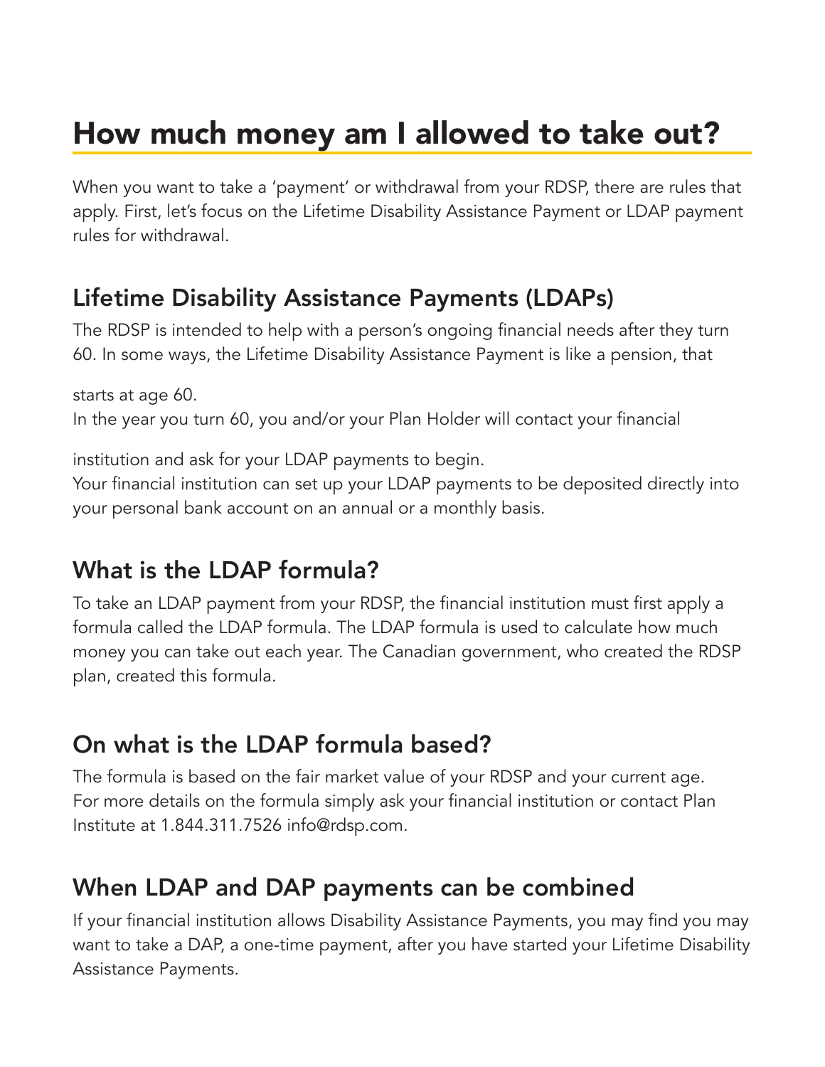# How much money am I allowed to take out?

When you want to take a 'payment' or withdrawal from your RDSP, there are rules that apply. First, let's focus on the Lifetime Disability Assistance Payment or LDAP payment rules for withdrawal.

## Lifetime Disability Assistance Payments (LDAPs)

The RDSP is intended to help with a person's ongoing financial needs after they turn 60. In some ways, the Lifetime Disability Assistance Payment is like a pension, that starts at age 60.

In the year you turn 60, you and/or your Plan Holder will contact your financial institution and ask for your LDAP payments to begin.

Your financial institution can set up your LDAP payments to be deposited directly into your personal bank account on an annual or a monthly basis.

## What is the LDAP formula?

To take an LDAP payment from your RDSP, the financial institution must first apply a formula called the LDAP formula. The LDAP formula is used to calculate how much money you can take out each year. The Canadian government, who created the RDSP plan, created this formula.

## On what is the LDAP formula based?

The formula is based on the fair market value of your RDSP and your current age. For more details on the formula simply ask your financial institution or contact Plan Institute at 1.844.311.7526 info@rdsp.com.

## When LDAP and DAP payments can be combined

If your financial institution allows Disability Assistance Payments, you may find you may want to take a DAP, a one-time payment, after you have started your Lifetime Disability Assistance Payments.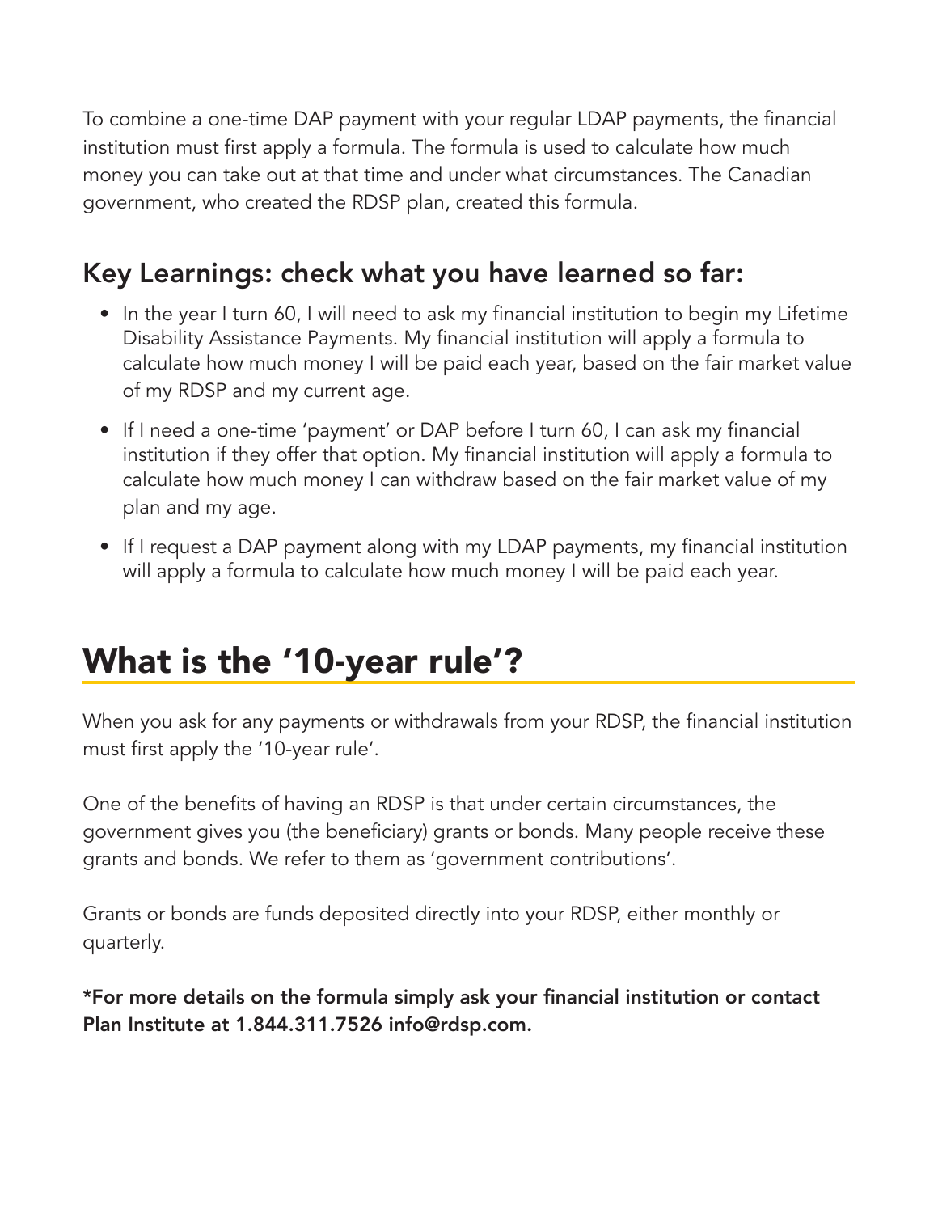To combine a one-time DAP payment with your regular LDAP payments, the financial institution must first apply a formula. The formula is used to calculate how much money you can take out at that time and under what circumstances. The Canadian government, who created the RDSP plan, created this formula.

### Key Learnings: check what you have learned so far:

- In the year I turn 60, I will need to ask my financial institution to begin my Lifetime Disability Assistance Payments. My financial institution will apply a formula to calculate how much money I will be paid each year, based on the fair market value of my RDSP and my current age.
- If I need a one-time 'payment' or DAP before I turn 60, I can ask my financial institution if they offer that option. My financial institution will apply a formula to calculate how much money I can withdraw based on the fair market value of my plan and my age.
- If I request a DAP payment along with my LDAP payments, my financial institution will apply a formula to calculate how much money I will be paid each year.

## What is the '10-year rule'?

When you ask for any payments or withdrawals from your RDSP, the financial institution must first apply the '10-year rule'.

One of the benefits of having an RDSP is that under certain circumstances, the government gives you (the beneficiary) grants or bonds. Many people receive these grants and bonds. We refer to them as 'government contributions'.

Grants or bonds are funds deposited directly into your RDSP, either monthly or quarterly.

**\*For more details on the formula simply ask your financial institution or contact Plan Institute at 1.844.311.7526 info@rdsp.com.**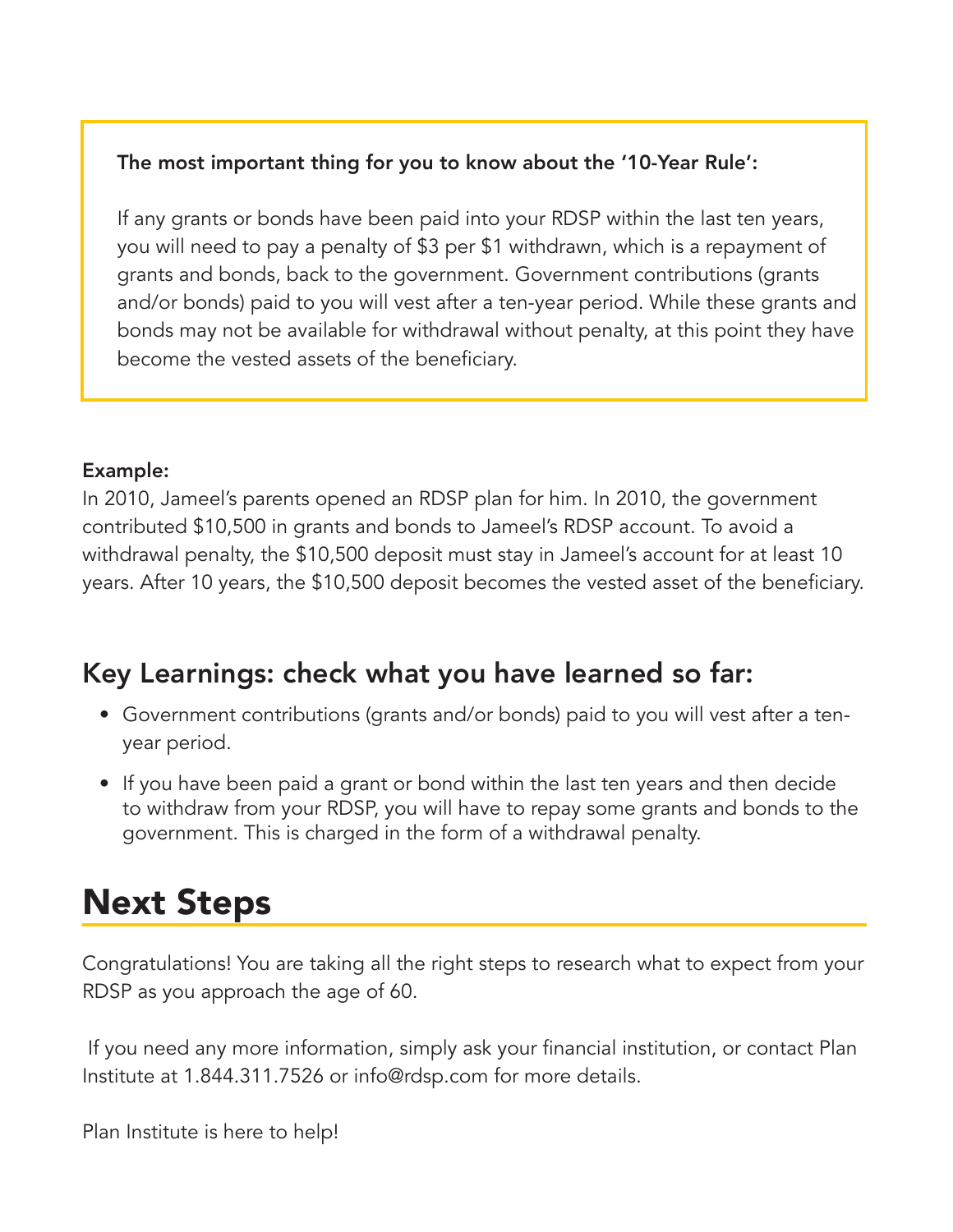**The most important thing for you to know about the '10-Year Rule':**

If any grants or bonds have been paid into your RDSP within the last ten years, you will need to pay a penalty of $3 per $1 withdrawn, which is a repayment of grants and bonds, back to the government. Government contributions (grants and/or bonds) paid to you will vest after a ten-year period. While these grants and bonds may not be available for withdrawal without penalty, at this point they have become the vested assets of the beneficiary.

**Example:**

In 2010, Jameel's parents opened an RDSP plan for him. In 2010, the government contributed $10,500 in grants and bonds to Jameel's RDSP account. To avoid a withdrawal penalty, the $10,500 deposit must stay in Jameel's account for at least 10 years. After 10 years, the $10,500 deposit becomes the vested asset of the beneficiary.

## Key Learnings: check what you have learned so far:

- Government contributions (grants and/or bonds) paid to you will vest after a ten-year period.
- If you have been paid a grant or bond within the last ten years and then decide to withdraw from your RDSP, you will have to repay some grants and bonds to the government. This is charged in the form of a withdrawal penalty.

# Next Steps

Congratulations! You are taking all the right steps to research what to expect from your RDSP as you approach the age of 60.

If you need any more information, simply ask your financial institution, or contact Plan Institute at 1.844.311.7526 or info@rdsp.com for more details.

Plan Institute is here to help!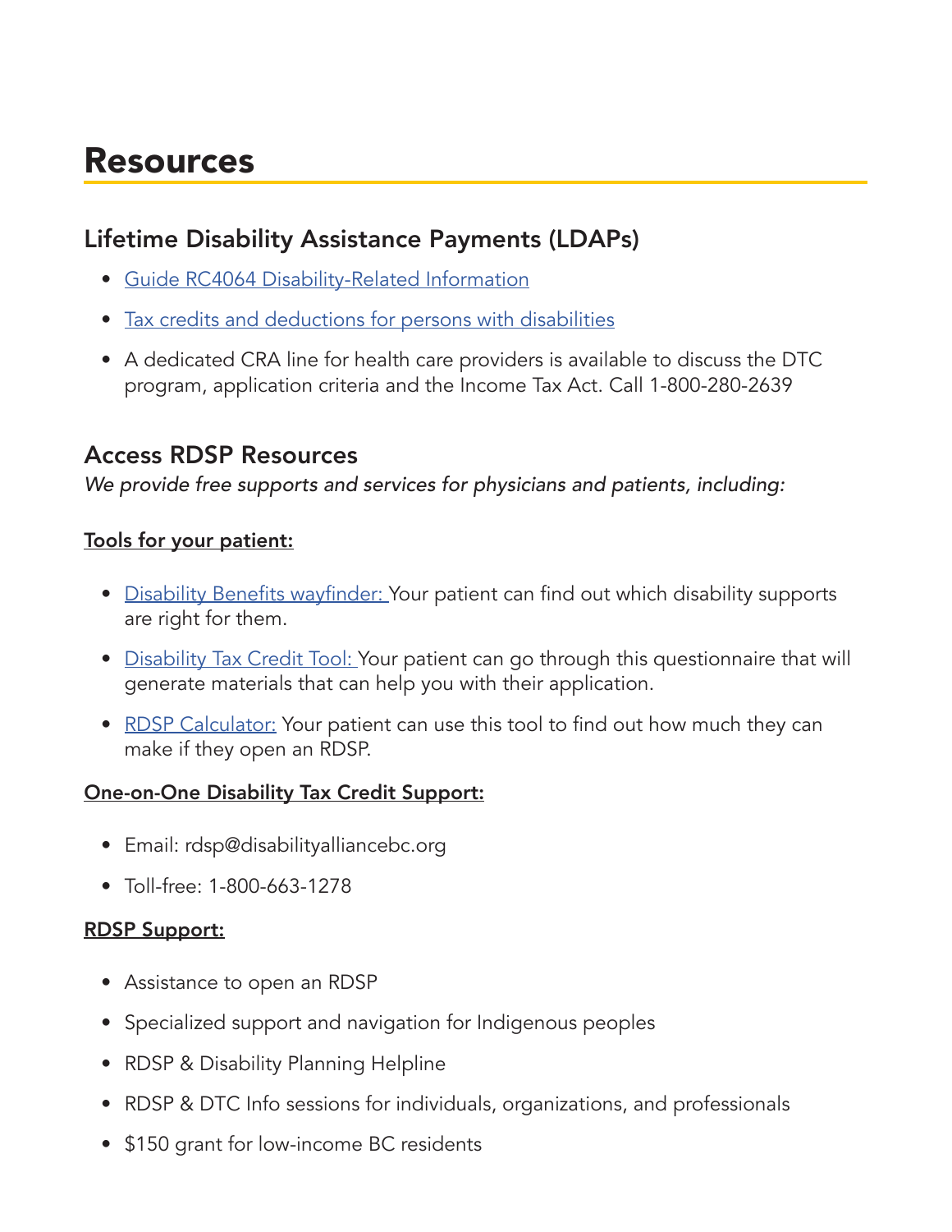# Resources

## Lifetime Disability Assistance Payments (LDAPs)

- Guide RC4064 Disability-Related Information
- Tax credits and deductions for persons with disabilities
- A dedicated CRA line for health care providers is available to discuss the DTC program, application criteria and the Income Tax Act. Call 1-800-280-2639

## Access RDSP Resources

*We provide free supports and services for physicians and patients, including:*

**Tools for your patient:**

- Disability Benefits wayfinder: Your patient can find out which disability supports are right for them.
- Disability Tax Credit Tool: Your patient can go through this questionnaire that will generate materials that can help you with their application.
- RDSP Calculator: Your patient can use this tool to find out how much they can make if they open an RDSP.

**One-on-One Disability Tax Credit Support:**

- Email: rdsp@disabilityalliancebc.org
- Toll-free: 1-800-663-1278

**RDSP Support:**

- Assistance to open an RDSP
- Specialized support and navigation for Indigenous peoples
- RDSP & Disability Planning Helpline
- RDSP & DTC Info sessions for individuals, organizations, and professionals
- $150 grant for low-income BC residents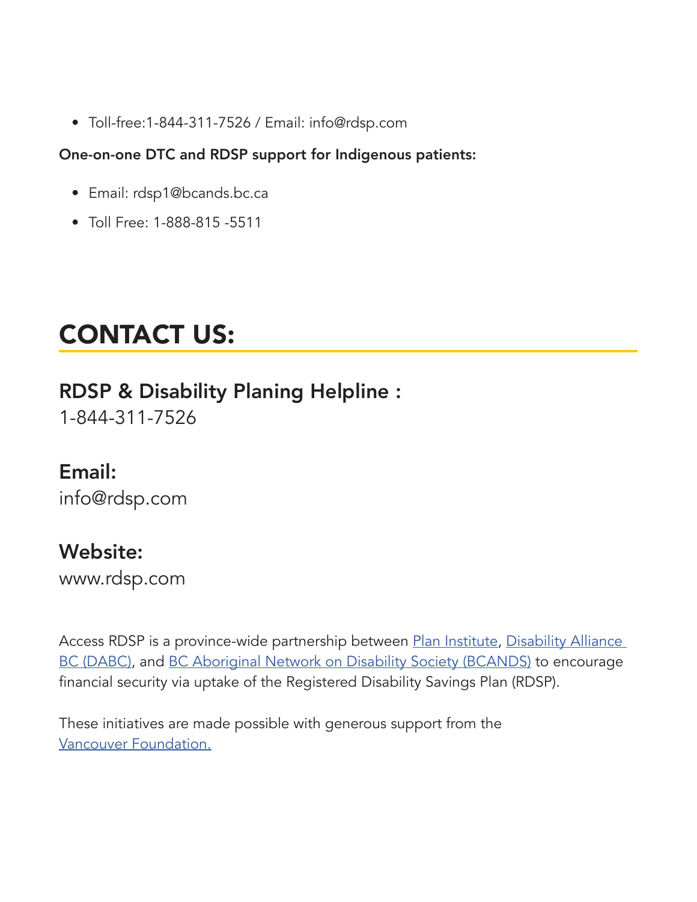- Toll-free:1-844-311-7526 / Email: info@rdsp.com

**One-on-one DTC and RDSP support for Indigenous patients:**

- Email: rdsp1@bcands.bc.ca
- Toll Free: 1-888-815 -5511

# CONTACT US:

### RDSP & Disability Planing Helpline :

1-844-311-7526

### Email:

info@rdsp.com

### Website:

www.rdsp.com

Access RDSP is a province-wide partnership between Plan Institute, Disability Alliance BC (DABC), and BC Aboriginal Network on Disability Society (BCANDS) to encourage financial security via uptake of the Registered Disability Savings Plan (RDSP).

These initiatives are made possible with generous support from the Vancouver Foundation.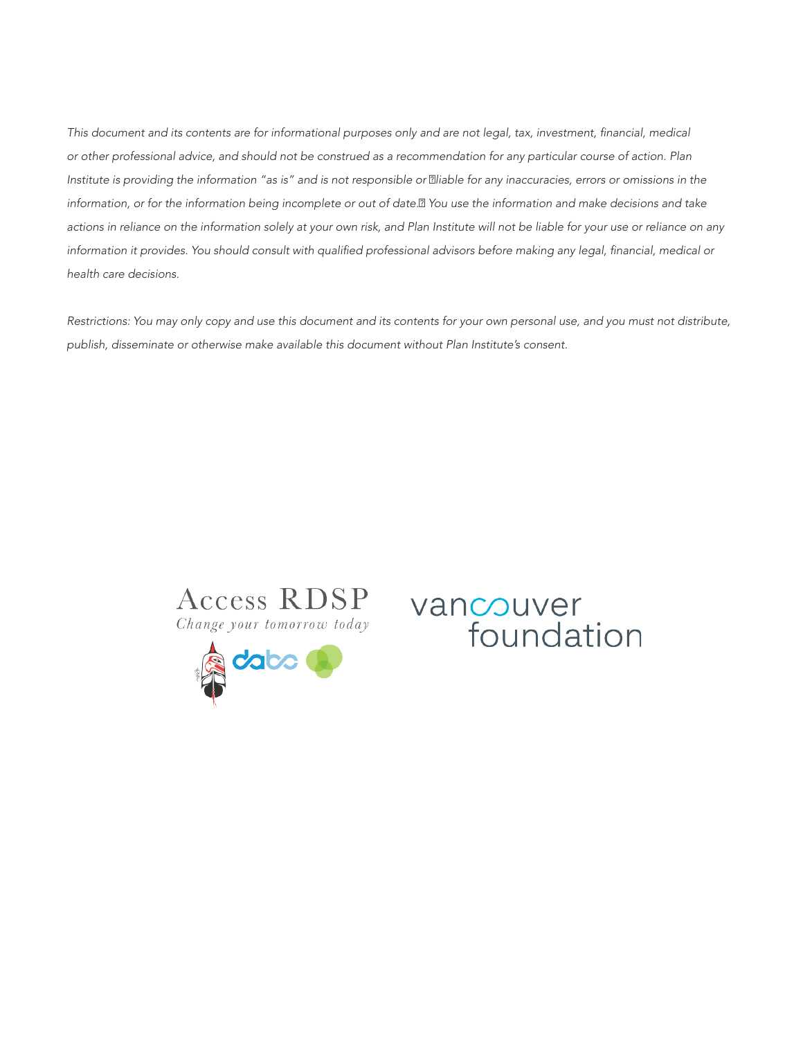*This document and its contents are for informational purposes only and are not legal, tax, investment, financial, medical or other professional advice, and should not be construed as a recommendation for any particular course of action. Plan Institute is providing the information "as is" and is not responsible or liable for any inaccuracies, errors or omissions in the information, or for the information being incomplete or out of date. You use the information and make decisions and take actions in reliance on the information solely at your own risk, and Plan Institute will not be liable for your use or reliance on any information it provides. You should consult with qualified professional advisors before making any legal, financial, medical or health care decisions.*

*Restrictions: You may only copy and use this document and its contents for your own personal use, and you must not distribute, publish, disseminate or otherwise make available this document without Plan Institute's consent.*

Access RDSP

*Change your tomorrow today*

vancouver foundation